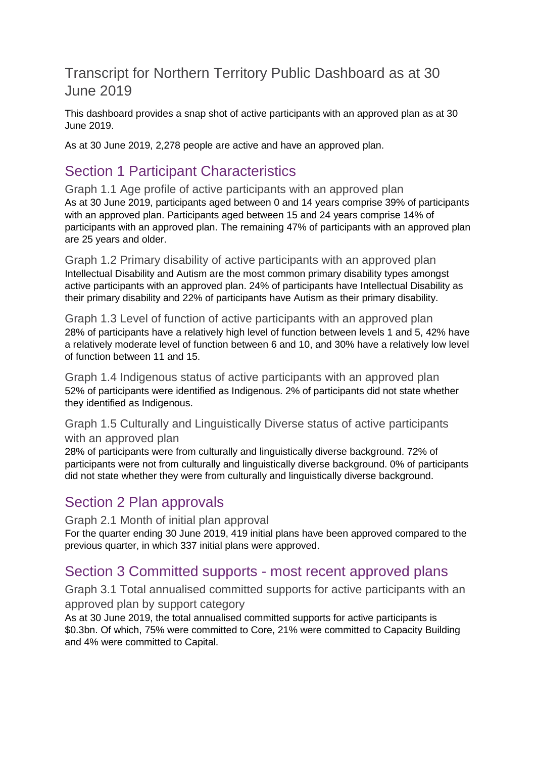# Transcript for Northern Territory Public Dashboard as at 30 June 2019

This dashboard provides a snap shot of active participants with an approved plan as at 30 June 2019.

As at 30 June 2019, 2,278 people are active and have an approved plan.

## Section 1 Participant Characteristics

### Graph 1.1 Age profile of active participants with an approved plan

As at 30 June 2019, participants aged between 0 and 14 years comprise 39% of participants with an approved plan. Participants aged between 15 and 24 years comprise 14% of participants with an approved plan. The remaining 47% of participants with an approved plan are 25 years and older.

### Graph 1.2 Primary disability of active participants with an approved plan

Intellectual Disability and Autism are the most common primary disability types amongst active participants with an approved plan. 24% of participants have Intellectual Disability as their primary disability and 22% of participants have Autism as their primary disability.

### Graph 1.3 Level of function of active participants with an approved plan

28% of participants have a relatively high level of function between levels 1 and 5, 42% have a relatively moderate level of function between 6 and 10, and 30% have a relatively low level of function between 11 and 15.

### Graph 1.4 Indigenous status of active participants with an approved plan

52% of participants were identified as Indigenous. 2% of participants did not state whether they identified as Indigenous.

### Graph 1.5 Culturally and Linguistically Diverse status of active participants with an approved plan

28% of participants were from culturally and linguistically diverse background. 72% of participants were not from culturally and linguistically diverse background. 0% of participants did not state whether they were from culturally and linguistically diverse background.

## Section 2 Plan approvals

### Graph 2.1 Month of initial plan approval

For the quarter ending 30 June 2019, 419 initial plans have been approved compared to the previous quarter, in which 337 initial plans were approved.

## Section 3 Committed supports - most recent approved plans

### Graph 3.1 Total annualised committed supports for active participants with an approved plan by support category

As at 30 June 2019, the total annualised committed supports for active participants is $0.3bn. Of which, 75% were committed to Core, 21% were committed to Capacity Building and 4% were committed to Capital.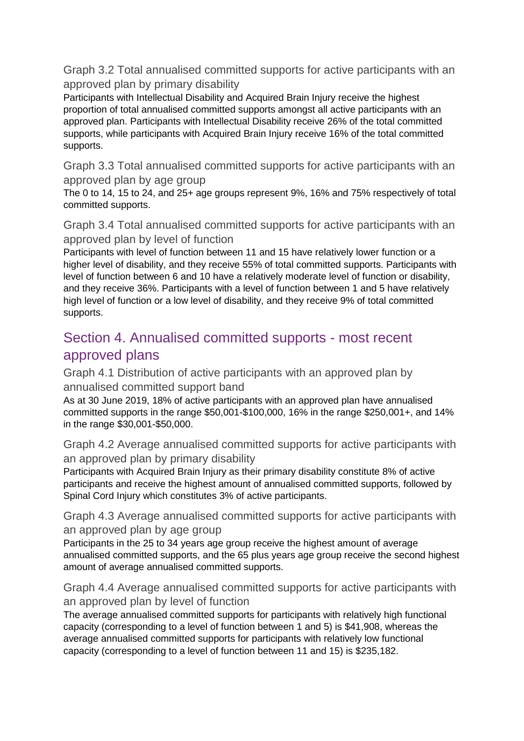### Graph 3.2 Total annualised committed supports for active participants with an approved plan by primary disability

Participants with Intellectual Disability and Acquired Brain Injury receive the highest proportion of total annualised committed supports amongst all active participants with an approved plan. Participants with Intellectual Disability receive 26% of the total committed supports, while participants with Acquired Brain Injury receive 16% of the total committed supports.

### Graph 3.3 Total annualised committed supports for active participants with an approved plan by age group

The 0 to 14, 15 to 24, and 25+ age groups represent 9%, 16% and 75% respectively of total committed supports.

### Graph 3.4 Total annualised committed supports for active participants with an approved plan by level of function

Participants with level of function between 11 and 15 have relatively lower function or a higher level of disability, and they receive 55% of total committed supports. Participants with level of function between 6 and 10 have a relatively moderate level of function or disability, and they receive 36%. Participants with a level of function between 1 and 5 have relatively high level of function or a low level of disability, and they receive 9% of total committed supports.

## Section 4. Annualised committed supports - most recent approved plans

### Graph 4.1 Distribution of active participants with an approved plan by annualised committed support band

As at 30 June 2019, 18% of active participants with an approved plan have annualised committed supports in the range $50,001-$100,000, 16% in the range $250,001+, and 14% in the range $30,001-$50,000.

### Graph 4.2 Average annualised committed supports for active participants with an approved plan by primary disability

Participants with Acquired Brain Injury as their primary disability constitute 8% of active participants and receive the highest amount of annualised committed supports, followed by Spinal Cord Injury which constitutes 3% of active participants.

### Graph 4.3 Average annualised committed supports for active participants with an approved plan by age group

Participants in the 25 to 34 years age group receive the highest amount of average annualised committed supports, and the 65 plus years age group receive the second highest amount of average annualised committed supports.

### Graph 4.4 Average annualised committed supports for active participants with an approved plan by level of function

The average annualised committed supports for participants with relatively high functional capacity (corresponding to a level of function between 1 and 5) is $41,908, whereas the average annualised committed supports for participants with relatively low functional capacity (corresponding to a level of function between 11 and 15) is $235,182.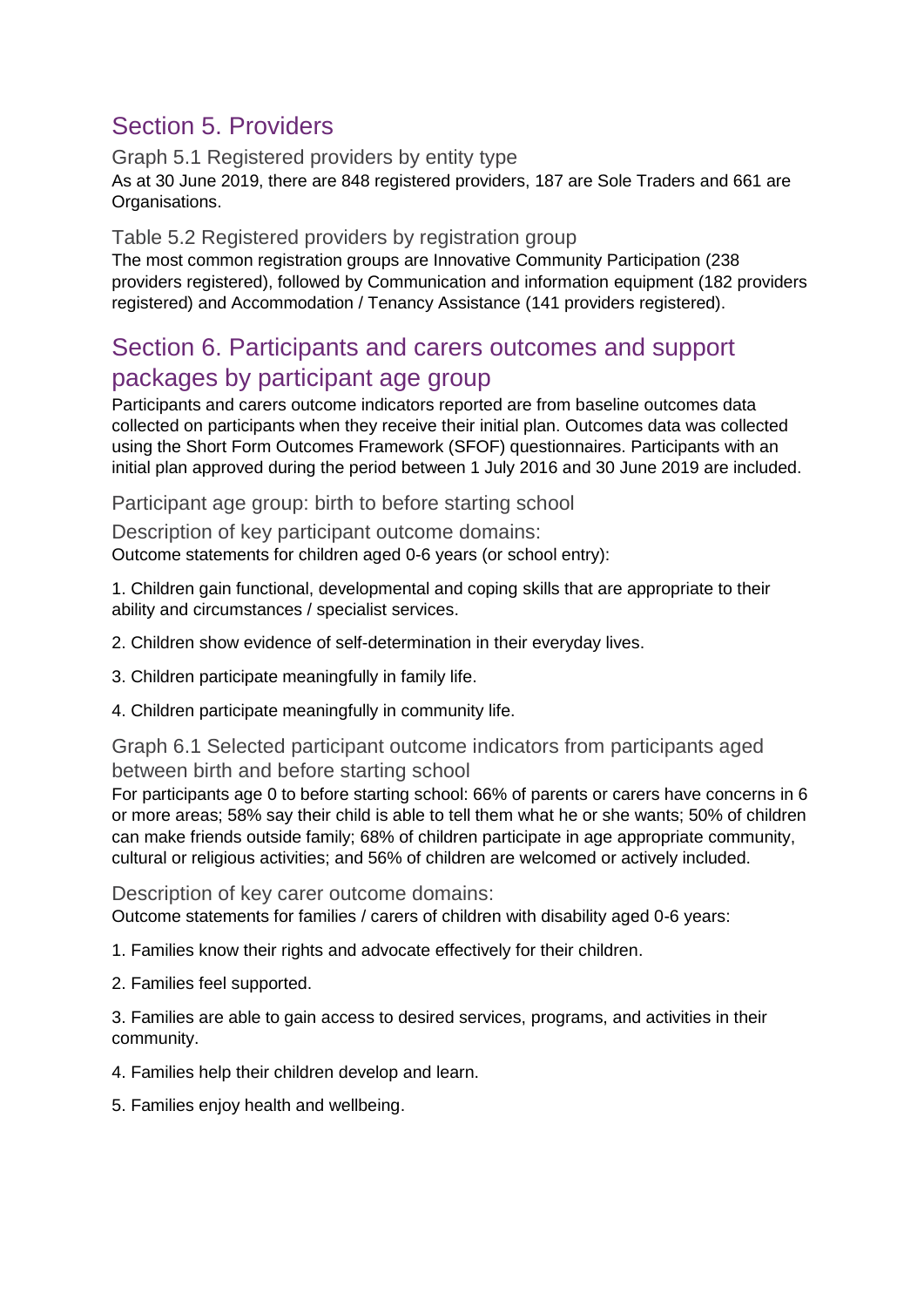## Section 5. Providers

### Graph 5.1 Registered providers by entity type

As at 30 June 2019, there are 848 registered providers, 187 are Sole Traders and 661 are Organisations.

### Table 5.2 Registered providers by registration group

The most common registration groups are Innovative Community Participation (238 providers registered), followed by Communication and information equipment (182 providers registered) and Accommodation / Tenancy Assistance (141 providers registered).

## Section 6. Participants and carers outcomes and support packages by participant age group

Participants and carers outcome indicators reported are from baseline outcomes data collected on participants when they receive their initial plan. Outcomes data was collected using the Short Form Outcomes Framework (SFOF) questionnaires. Participants with an initial plan approved during the period between 1 July 2016 and 30 June 2019 are included.

### Participant age group: birth to before starting school

### Description of key participant outcome domains:

Outcome statements for children aged 0-6 years (or school entry):

1. Children gain functional, developmental and coping skills that are appropriate to their ability and circumstances / specialist services.

2. Children show evidence of self-determination in their everyday lives.

3. Children participate meaningfully in family life.

4. Children participate meaningfully in community life.

### Graph 6.1 Selected participant outcome indicators from participants aged between birth and before starting school

For participants age 0 to before starting school: 66% of parents or carers have concerns in 6 or more areas; 58% say their child is able to tell them what he or she wants; 50% of children can make friends outside family; 68% of children participate in age appropriate community, cultural or religious activities; and 56% of children are welcomed or actively included.

### Description of key carer outcome domains:

Outcome statements for families / carers of children with disability aged 0-6 years:

1. Families know their rights and advocate effectively for their children.

2. Families feel supported.

3. Families are able to gain access to desired services, programs, and activities in their community.

4. Families help their children develop and learn.

5. Families enjoy health and wellbeing.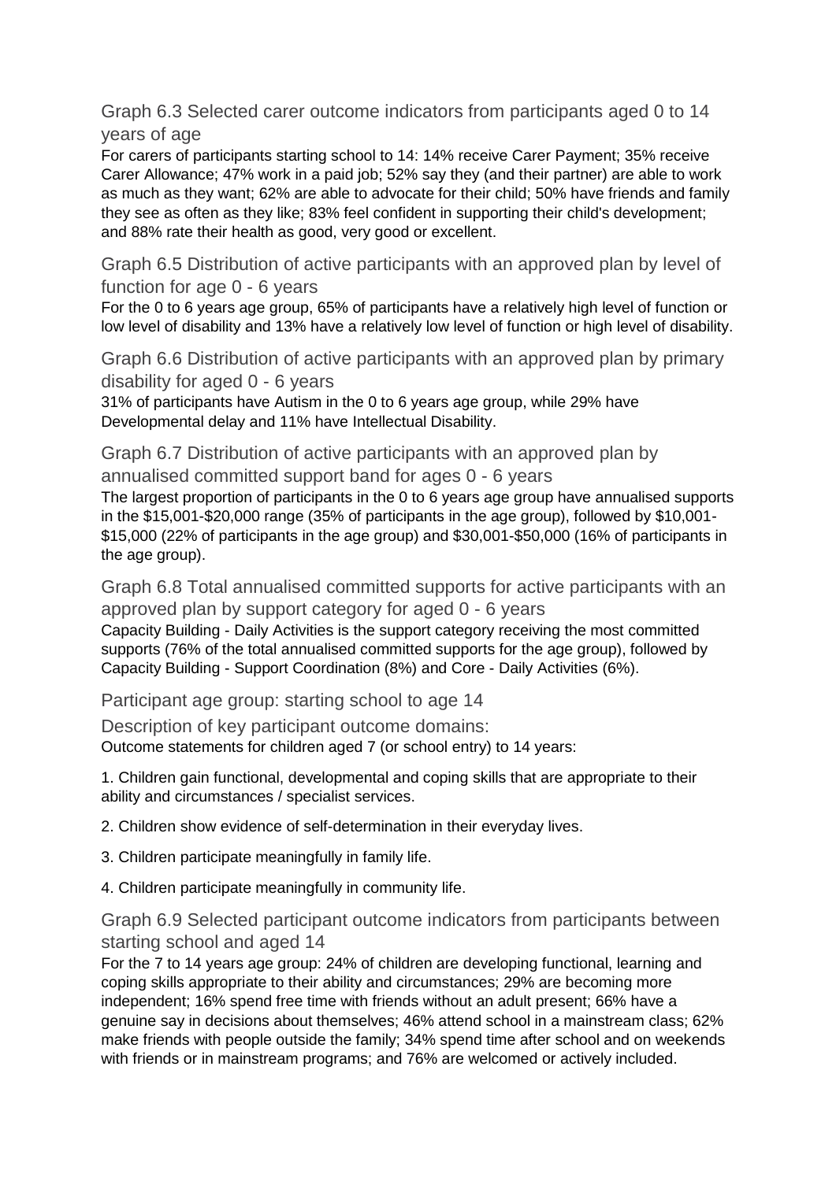### Graph 6.3 Selected carer outcome indicators from participants aged 0 to 14 years of age

For carers of participants starting school to 14: 14% receive Carer Payment; 35% receive Carer Allowance; 47% work in a paid job; 52% say they (and their partner) are able to work as much as they want; 62% are able to advocate for their child; 50% have friends and family they see as often as they like; 83% feel confident in supporting their child's development; and 88% rate their health as good, very good or excellent.

### Graph 6.5 Distribution of active participants with an approved plan by level of function for age 0 - 6 years

For the 0 to 6 years age group, 65% of participants have a relatively high level of function or low level of disability and 13% have a relatively low level of function or high level of disability.

### Graph 6.6 Distribution of active participants with an approved plan by primary disability for aged 0 - 6 years

31% of participants have Autism in the 0 to 6 years age group, while 29% have Developmental delay and 11% have Intellectual Disability.

### Graph 6.7 Distribution of active participants with an approved plan by annualised committed support band for ages 0 - 6 years

The largest proportion of participants in the 0 to 6 years age group have annualised supports in the $15,001-$20,000 range (35% of participants in the age group), followed by $10,001-$15,000 (22% of participants in the age group) and $30,001-$50,000 (16% of participants in the age group).

### Graph 6.8 Total annualised committed supports for active participants with an approved plan by support category for aged 0 - 6 years

Capacity Building - Daily Activities is the support category receiving the most committed supports (76% of the total annualised committed supports for the age group), followed by Capacity Building - Support Coordination (8%) and Core - Daily Activities (6%).

### Participant age group: starting school to age 14

### Description of key participant outcome domains:

Outcome statements for children aged 7 (or school entry) to 14 years:

1. Children gain functional, developmental and coping skills that are appropriate to their ability and circumstances / specialist services.

2. Children show evidence of self-determination in their everyday lives.

3. Children participate meaningfully in family life.

4. Children participate meaningfully in community life.

### Graph 6.9 Selected participant outcome indicators from participants between starting school and aged 14

For the 7 to 14 years age group: 24% of children are developing functional, learning and coping skills appropriate to their ability and circumstances; 29% are becoming more independent; 16% spend free time with friends without an adult present; 66% have a genuine say in decisions about themselves; 46% attend school in a mainstream class; 62% make friends with people outside the family; 34% spend time after school and on weekends with friends or in mainstream programs; and 76% are welcomed or actively included.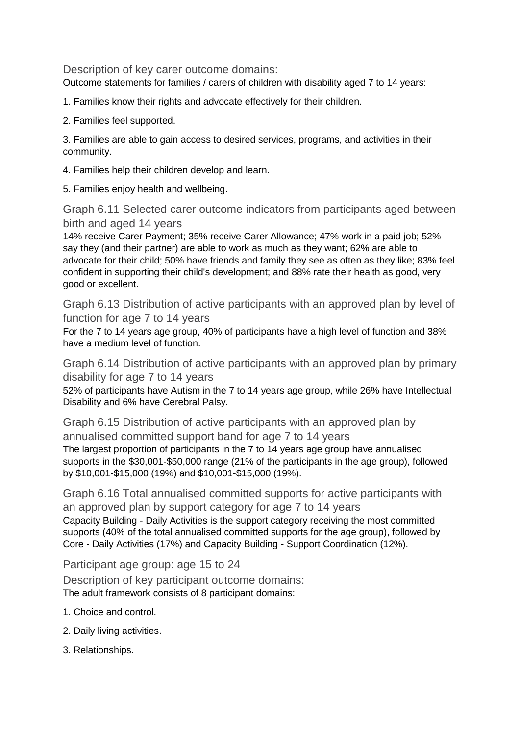### Description of key carer outcome domains:

Outcome statements for families / carers of children with disability aged 7 to 14 years:

1. Families know their rights and advocate effectively for their children.
2. Families feel supported.
3. Families are able to gain access to desired services, programs, and activities in their community.
4. Families help their children develop and learn.
5. Families enjoy health and wellbeing.

### Graph 6.11 Selected carer outcome indicators from participants aged between birth and aged 14 years

14% receive Carer Payment; 35% receive Carer Allowance; 47% work in a paid job; 52% say they (and their partner) are able to work as much as they want; 62% are able to advocate for their child; 50% have friends and family they see as often as they like; 83% feel confident in supporting their child's development; and 88% rate their health as good, very good or excellent.

### Graph 6.13 Distribution of active participants with an approved plan by level of function for age 7 to 14 years

For the 7 to 14 years age group, 40% of participants have a high level of function and 38% have a medium level of function.

### Graph 6.14 Distribution of active participants with an approved plan by primary disability for age 7 to 14 years

52% of participants have Autism in the 7 to 14 years age group, while 26% have Intellectual Disability and 6% have Cerebral Palsy.

### Graph 6.15 Distribution of active participants with an approved plan by annualised committed support band for age 7 to 14 years

The largest proportion of participants in the 7 to 14 years age group have annualised supports in the $30,001-$50,000 range (21% of the participants in the age group), followed by $10,001-$15,000 (19%) and $10,001-$15,000 (19%).

### Graph 6.16 Total annualised committed supports for active participants with an approved plan by support category for age 7 to 14 years

Capacity Building - Daily Activities is the support category receiving the most committed supports (40% of the total annualised committed supports for the age group), followed by Core - Daily Activities (17%) and Capacity Building - Support Coordination (12%).

### Participant age group: age 15 to 24

### Description of key participant outcome domains:

The adult framework consists of 8 participant domains:

1. Choice and control.
2. Daily living activities.
3. Relationships.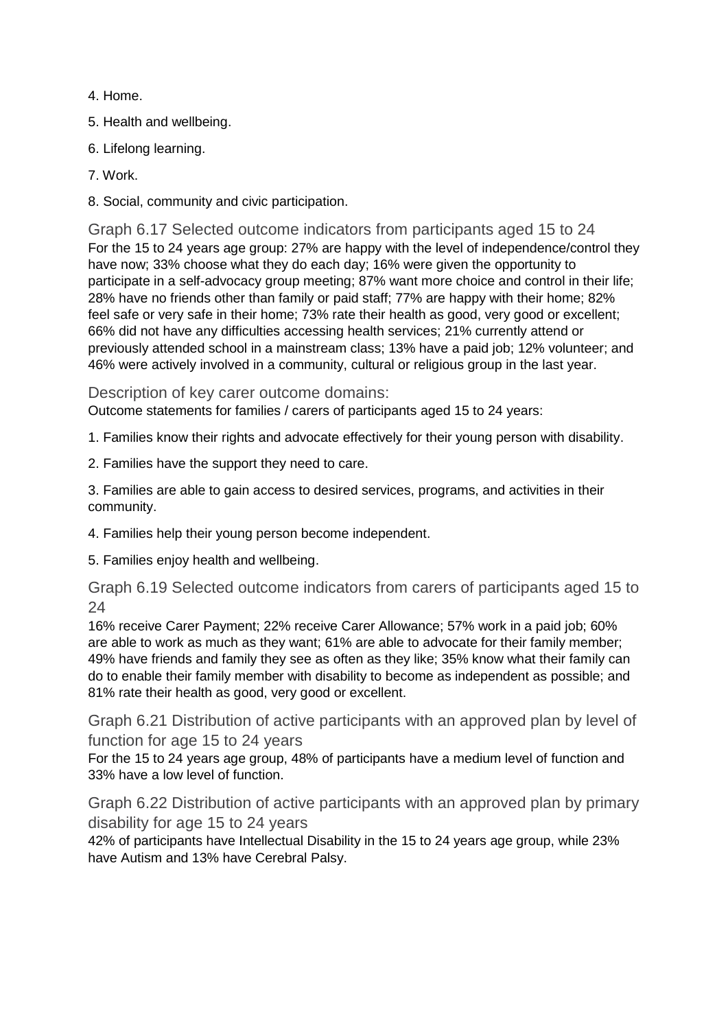4. Home.

5. Health and wellbeing.

6. Lifelong learning.

7. Work.

8. Social, community and civic participation.

### Graph 6.17 Selected outcome indicators from participants aged 15 to 24

For the 15 to 24 years age group: 27% are happy with the level of independence/control they have now; 33% choose what they do each day; 16% were given the opportunity to participate in a self-advocacy group meeting; 87% want more choice and control in their life; 28% have no friends other than family or paid staff; 77% are happy with their home; 82% feel safe or very safe in their home; 73% rate their health as good, very good or excellent; 66% did not have any difficulties accessing health services; 21% currently attend or previously attended school in a mainstream class; 13% have a paid job; 12% volunteer; and 46% were actively involved in a community, cultural or religious group in the last year.

### Description of key carer outcome domains:

Outcome statements for families / carers of participants aged 15 to 24 years:

1. Families know their rights and advocate effectively for their young person with disability.

2. Families have the support they need to care.

3. Families are able to gain access to desired services, programs, and activities in their community.

4. Families help their young person become independent.

5. Families enjoy health and wellbeing.

### Graph 6.19 Selected outcome indicators from carers of participants aged 15 to 24

16% receive Carer Payment; 22% receive Carer Allowance; 57% work in a paid job; 60% are able to work as much as they want; 61% are able to advocate for their family member; 49% have friends and family they see as often as they like; 35% know what their family can do to enable their family member with disability to become as independent as possible; and 81% rate their health as good, very good or excellent.

### Graph 6.21 Distribution of active participants with an approved plan by level of function for age 15 to 24 years

For the 15 to 24 years age group, 48% of participants have a medium level of function and 33% have a low level of function.

### Graph 6.22 Distribution of active participants with an approved plan by primary disability for age 15 to 24 years

42% of participants have Intellectual Disability in the 15 to 24 years age group, while 23% have Autism and 13% have Cerebral Palsy.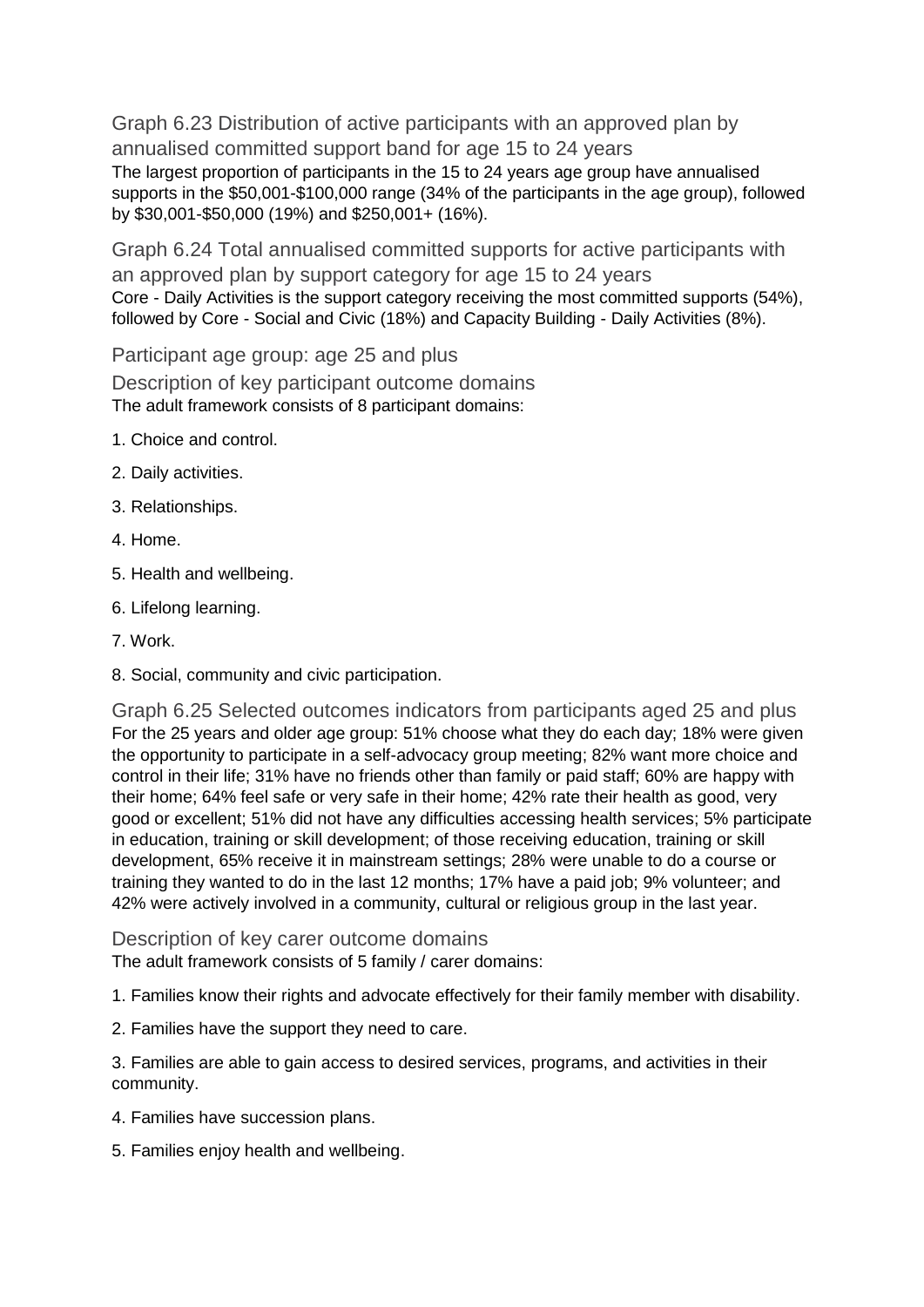### Graph 6.23 Distribution of active participants with an approved plan by annualised committed support band for age 15 to 24 years

The largest proportion of participants in the 15 to 24 years age group have annualised supports in the $50,001-$100,000 range (34% of the participants in the age group), followed by $30,001-$50,000 (19%) and $250,001+ (16%).

### Graph 6.24 Total annualised committed supports for active participants with an approved plan by support category for age 15 to 24 years

Core - Daily Activities is the support category receiving the most committed supports (54%), followed by Core - Social and Civic (18%) and Capacity Building - Daily Activities (8%).

## Participant age group: age 25 and plus

### Description of key participant outcome domains

The adult framework consists of 8 participant domains:

1. Choice and control.
2. Daily activities.
3. Relationships.
4. Home.
5. Health and wellbeing.
6. Lifelong learning.
7. Work.
8. Social, community and civic participation.

### Graph 6.25 Selected outcomes indicators from participants aged 25 and plus

For the 25 years and older age group: 51% choose what they do each day; 18% were given the opportunity to participate in a self-advocacy group meeting; 82% want more choice and control in their life; 31% have no friends other than family or paid staff; 60% are happy with their home; 64% feel safe or very safe in their home; 42% rate their health as good, very good or excellent; 51% did not have any difficulties accessing health services; 5% participate in education, training or skill development; of those receiving education, training or skill development, 65% receive it in mainstream settings; 28% were unable to do a course or training they wanted to do in the last 12 months; 17% have a paid job; 9% volunteer; and 42% were actively involved in a community, cultural or religious group in the last year.

### Description of key carer outcome domains

The adult framework consists of 5 family / carer domains:

1. Families know their rights and advocate effectively for their family member with disability.
2. Families have the support they need to care.
3. Families are able to gain access to desired services, programs, and activities in their community.
4. Families have succession plans.
5. Families enjoy health and wellbeing.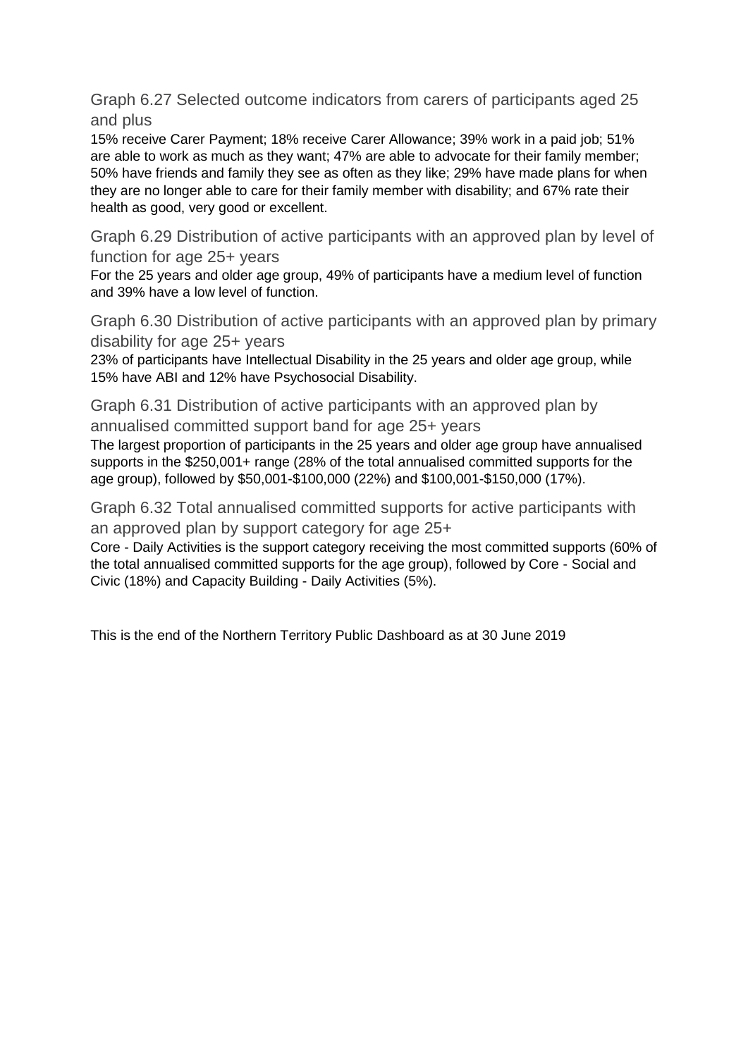### Graph 6.27 Selected outcome indicators from carers of participants aged 25 and plus

15% receive Carer Payment; 18% receive Carer Allowance; 39% work in a paid job; 51% are able to work as much as they want; 47% are able to advocate for their family member; 50% have friends and family they see as often as they like; 29% have made plans for when they are no longer able to care for their family member with disability; and 67% rate their health as good, very good or excellent.

### Graph 6.29 Distribution of active participants with an approved plan by level of function for age 25+ years

For the 25 years and older age group, 49% of participants have a medium level of function and 39% have a low level of function.

### Graph 6.30 Distribution of active participants with an approved plan by primary disability for age 25+ years

23% of participants have Intellectual Disability in the 25 years and older age group, while 15% have ABI and 12% have Psychosocial Disability.

### Graph 6.31 Distribution of active participants with an approved plan by annualised committed support band for age 25+ years

The largest proportion of participants in the 25 years and older age group have annualised supports in the $250,001+ range (28% of the total annualised committed supports for the age group), followed by $50,001-$100,000 (22%) and $100,001-$150,000 (17%).

### Graph 6.32 Total annualised committed supports for active participants with an approved plan by support category for age 25+

Core - Daily Activities is the support category receiving the most committed supports (60% of the total annualised committed supports for the age group), followed by Core - Social and Civic (18%) and Capacity Building - Daily Activities (5%).

This is the end of the Northern Territory Public Dashboard as at 30 June 2019